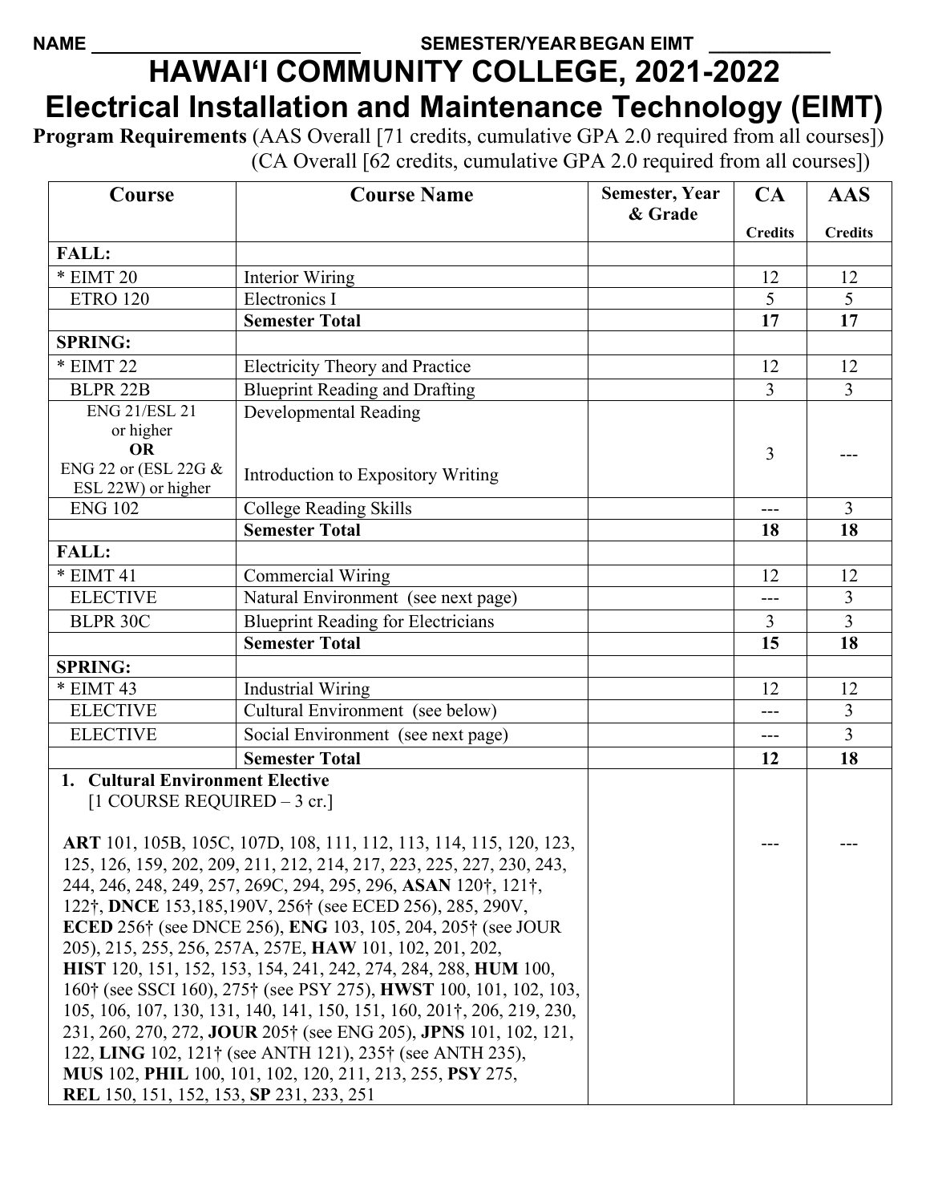NAME ________________________ SEMESTER/YEAR BEGAN EIMT __________

# HAWAIʻI COMMUNITY COLLEGE, 2021-2022

# Electrical Installation and Maintenance Technology (EIMT)

**Program Requirements** (AAS Overall [71 credits, cumulative GPA 2.0 required from all courses])
(CA Overall [62 credits, cumulative GPA 2.0 required from all courses])

| Course | Course Name | Semester, Year & Grade | CA Credits | AAS Credits |
|---|---|---|---|---|
| **FALL:** | | | | |
| * EIMT 20 | Interior Wiring | | 12 | 12 |
| ETRO 120 | Electronics I | | 5 | 5 |
| | **Semester Total** | | **17** | **17** |
| **SPRING:** | | | | |
| * EIMT 22 | Electricity Theory and Practice | | 12 | 12 |
| BLPR 22B | Blueprint Reading and Drafting | | 3 | 3 |
| ENG 21/ESL 21 or higher **OR** ENG 22 or (ESL 22G & ESL 22W) or higher | Developmental Reading / Introduction to Expository Writing | | 3 | --- |
| ENG 102 | College Reading Skills | | --- | 3 |
| | **Semester Total** | | **18** | **18** |
| **FALL:** | | | | |
| * EIMT 41 | Commercial Wiring | | 12 | 12 |
| ELECTIVE | Natural Environment (see next page) | | --- | 3 |
| BLPR 30C | Blueprint Reading for Electricians | | 3 | 3 |
| | **Semester Total** | | **15** | **18** |
| **SPRING:** | | | | |
| * EIMT 43 | Industrial Wiring | | 12 | 12 |
| ELECTIVE | Cultural Environment (see below) | | --- | 3 |
| ELECTIVE | Social Environment (see next page) | | --- | 3 |
| | **Semester Total** | | **12** | **18** |
| **1. Cultural Environment Elective** [1 COURSE REQUIRED – 3 cr.] **ART** 101, 105B, 105C, 107D, 108, 111, 112, 113, 114, 115, 120, 123, 125, 126, 159, 202, 209, 211, 212, 214, 217, 223, 225, 227, 230, 243, 244, 246, 248, 249, 257, 269C, 294, 295, 296, **ASAN** 120†, 121†, 122†, **DNCE** 153,185,190V, 256† (see ECED 256), 285, 290V, **ECED** 256† (see DNCE 256), **ENG** 103, 105, 204, 205† (see JOUR 205), 215, 255, 256, 257A, 257E, **HAW** 101, 102, 201, 202, **HIST** 120, 151, 152, 153, 154, 241, 242, 274, 284, 288, **HUM** 100, 160† (see SSCI 160), 275† (see PSY 275), **HWST** 100, 101, 102, 103, 105, 106, 107, 130, 131, 140, 141, 150, 151, 160, 201†, 206, 219, 230, 231, 260, 270, 272, **JOUR** 205† (see ENG 205), **JPNS** 101, 102, 121, 122, **LING** 102, 121† (see ANTH 121), 235† (see ANTH 235), **MUS** 102, **PHIL** 100, 101, 102, 120, 211, 213, 255, **PSY** 275, **REL** 150, 151, 152, 153, **SP** 231, 233, 251 | | | --- | --- |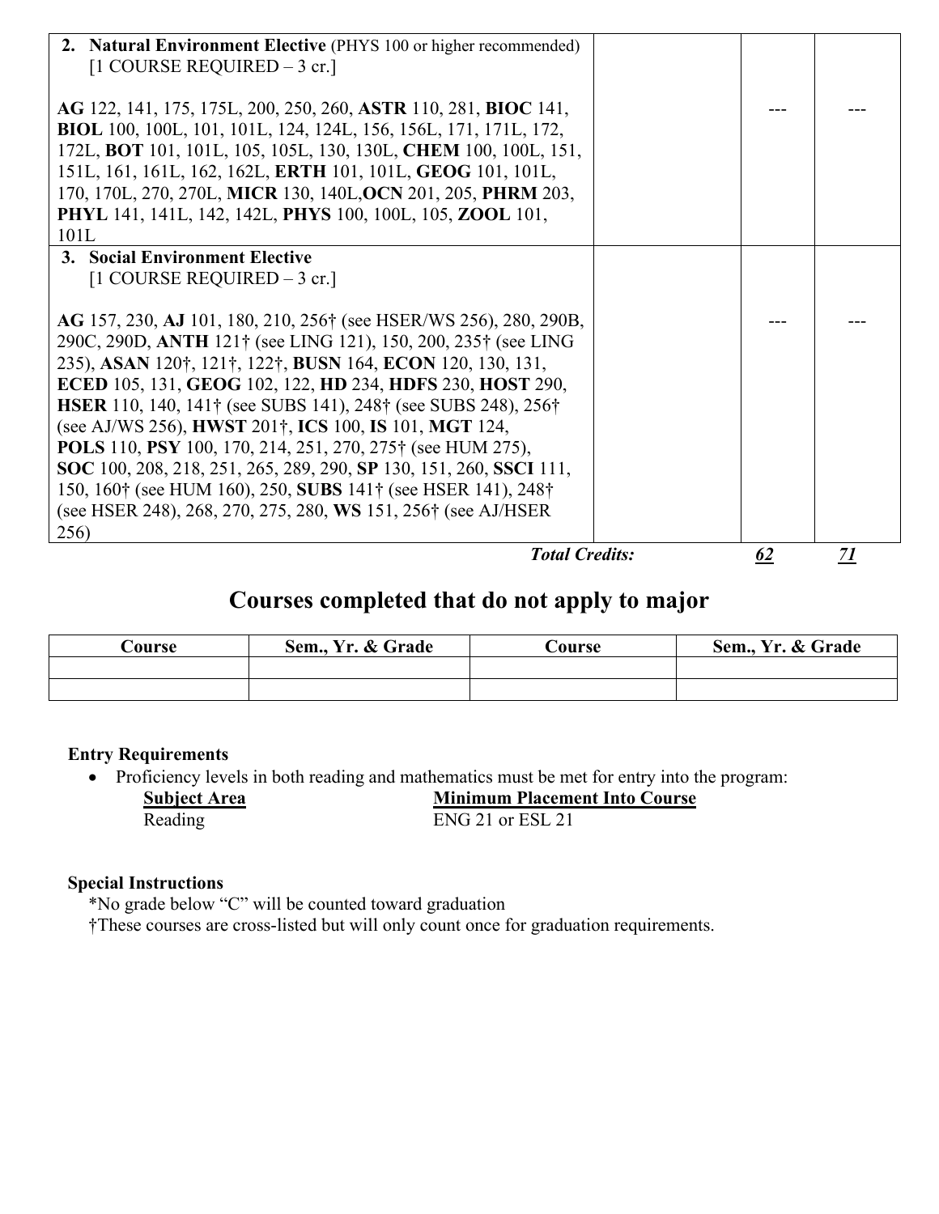| | | | |
|---|---|---|---|
| **2. Natural Environment Elective** (PHYS 100 or higher recommended)<br>[1 COURSE REQUIRED – 3 cr.]<br><br>**AG** 122, 141, 175, 175L, 200, 250, 260, **ASTR** 110, 281, **BIOC** 141, **BIOL** 100, 100L, 101, 101L, 124, 124L, 156, 156L, 171, 171L, 172, 172L, **BOT** 101, 101L, 105, 105L, 130, 130L, **CHEM** 100, 100L, 151, 151L, 161, 161L, 162, 162L, **ERTH** 101, 101L, **GEOG** 101, 101L, 170, 170L, 270, 270L, **MICR** 130, 140L,**OCN** 201, 205, **PHRM** 203, **PHYL** 141, 141L, 142, 142L, **PHYS** 100, 100L, 105, **ZOOL** 101, 101L | | --- | --- |
| **3. Social Environment Elective**<br>[1 COURSE REQUIRED – 3 cr.]<br><br>**AG** 157, 230, **AJ** 101, 180, 210, 256† (see HSER/WS 256), 280, 290B, 290C, 290D, **ANTH** 121† (see LING 121), 150, 200, 235† (see LING 235), **ASAN** 120†, 121†, 122†, **BUSN** 164, **ECON** 120, 130, 131, **ECED** 105, 131, **GEOG** 102, 122, **HD** 234, **HDFS** 230, **HOST** 290, **HSER** 110, 140, 141† (see SUBS 141), 248† (see SUBS 248), 256† (see AJ/WS 256), **HWST** 201†, **ICS** 100, **IS** 101, **MGT** 124, **POLS** 110, **PSY** 100, 170, 214, 251, 270, 275† (see HUM 275), **SOC** 100, 208, 218, 251, 265, 289, 290, **SP** 130, 151, 260, **SSCI** 111, 150, 160† (see HUM 160), 250, **SUBS** 141† (see HSER 141), 248† (see HSER 248), 268, 270, 275, 280, **WS** 151, 256† (see AJ/HSER 256) | | --- | --- |
| | ***Total Credits:*** | ***62*** | ***71*** |

# Courses completed that do not apply to major

| Course | Sem., Yr. & Grade | Course | Sem., Yr. & Grade |
|---|---|---|---|
| | | | |
| | | | |

**Entry Requirements**

- Proficiency levels in both reading and mathematics must be met for entry into the program:

| Subject Area | Minimum Placement Into Course |
|---|---|
| Reading | ENG 21 or ESL 21 |

**Special Instructions**

*No grade below "C" will be counted toward graduation

†These courses are cross-listed but will only count once for graduation requirements.